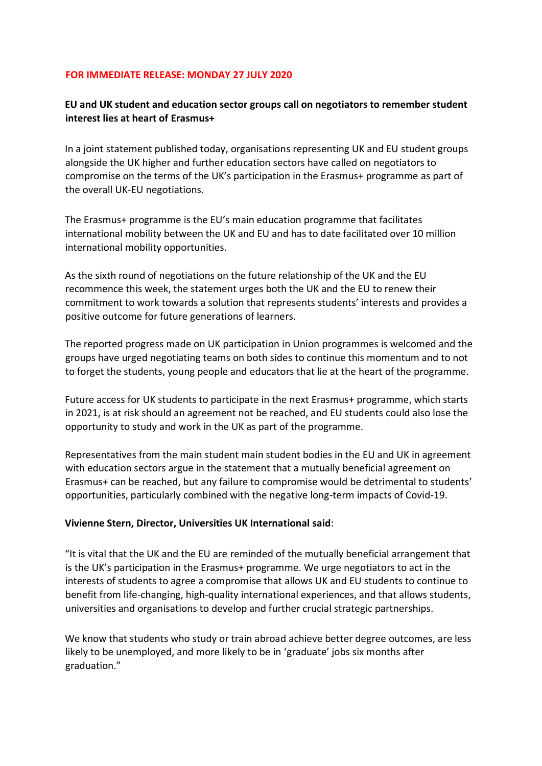**FOR IMMEDIATE RELEASE: MONDAY 27 JULY 2020**

**EU and UK student and education sector groups call on negotiators to remember student interest lies at heart of Erasmus+**

In a joint statement published today, organisations representing UK and EU student groups alongside the UK higher and further education sectors have called on negotiators to compromise on the terms of the UK's participation in the Erasmus+ programme as part of the overall UK-EU negotiations.

The Erasmus+ programme is the EU's main education programme that facilitates international mobility between the UK and EU and has to date facilitated over 10 million international mobility opportunities.

As the sixth round of negotiations on the future relationship of the UK and the EU recommence this week, the statement urges both the UK and the EU to renew their commitment to work towards a solution that represents students' interests and provides a positive outcome for future generations of learners.

The reported progress made on UK participation in Union programmes is welcomed and the groups have urged negotiating teams on both sides to continue this momentum and to not to forget the students, young people and educators that lie at the heart of the programme.

Future access for UK students to participate in the next Erasmus+ programme, which starts in 2021, is at risk should an agreement not be reached, and EU students could also lose the opportunity to study and work in the UK as part of the programme.

Representatives from the main student main student bodies in the EU and UK in agreement with education sectors argue in the statement that a mutually beneficial agreement on Erasmus+ can be reached, but any failure to compromise would be detrimental to students' opportunities, particularly combined with the negative long-term impacts of Covid-19.

**Vivienne Stern, Director, Universities UK International said**:

"It is vital that the UK and the EU are reminded of the mutually beneficial arrangement that is the UK's participation in the Erasmus+ programme. We urge negotiators to act in the interests of students to agree a compromise that allows UK and EU students to continue to benefit from life-changing, high-quality international experiences, and that allows students, universities and organisations to develop and further crucial strategic partnerships.

We know that students who study or train abroad achieve better degree outcomes, are less likely to be unemployed, and more likely to be in 'graduate' jobs six months after graduation."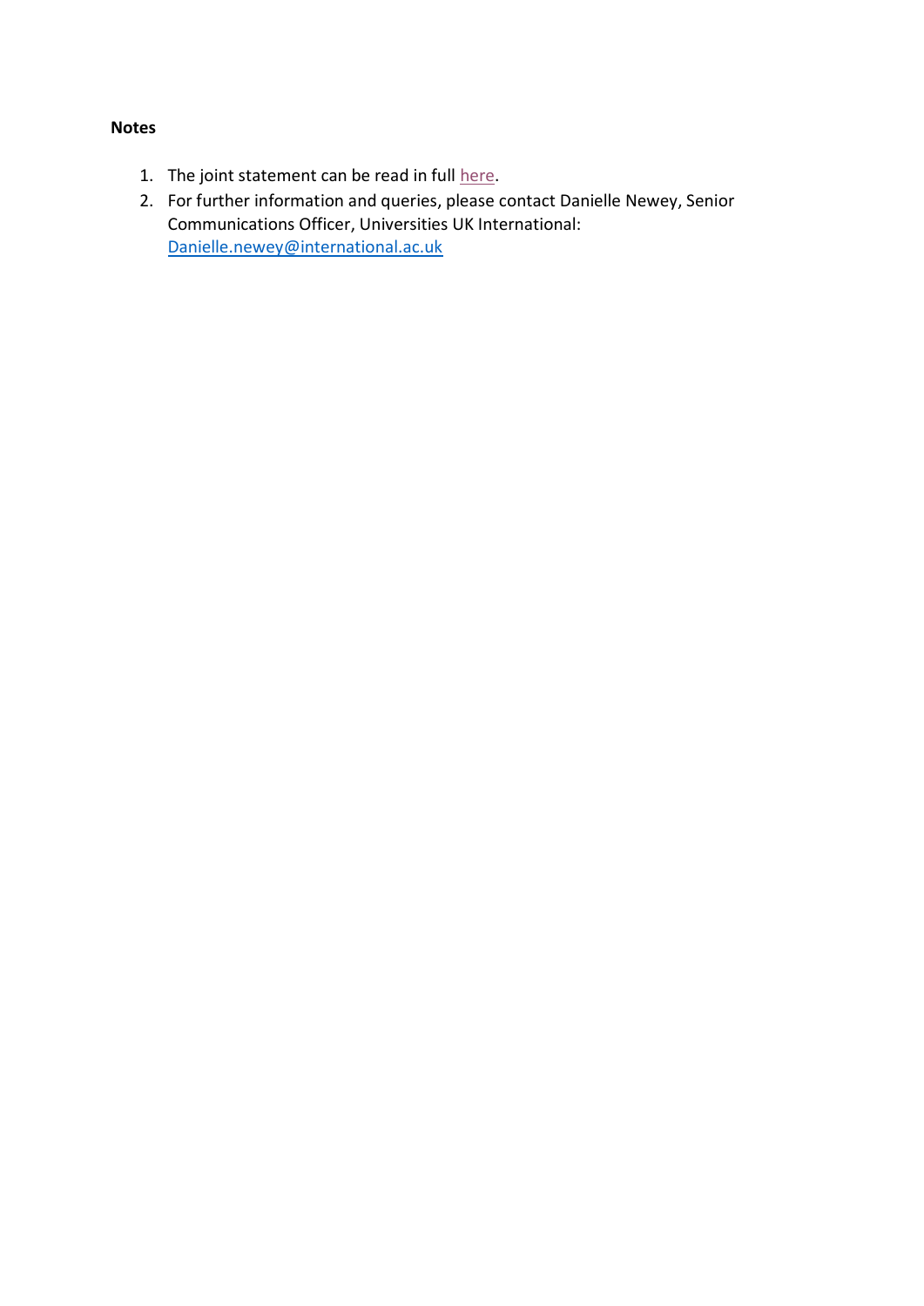**Notes**

1. The joint statement can be read in full here.
2. For further information and queries, please contact Danielle Newey, Senior Communications Officer, Universities UK International: Danielle.newey@international.ac.uk